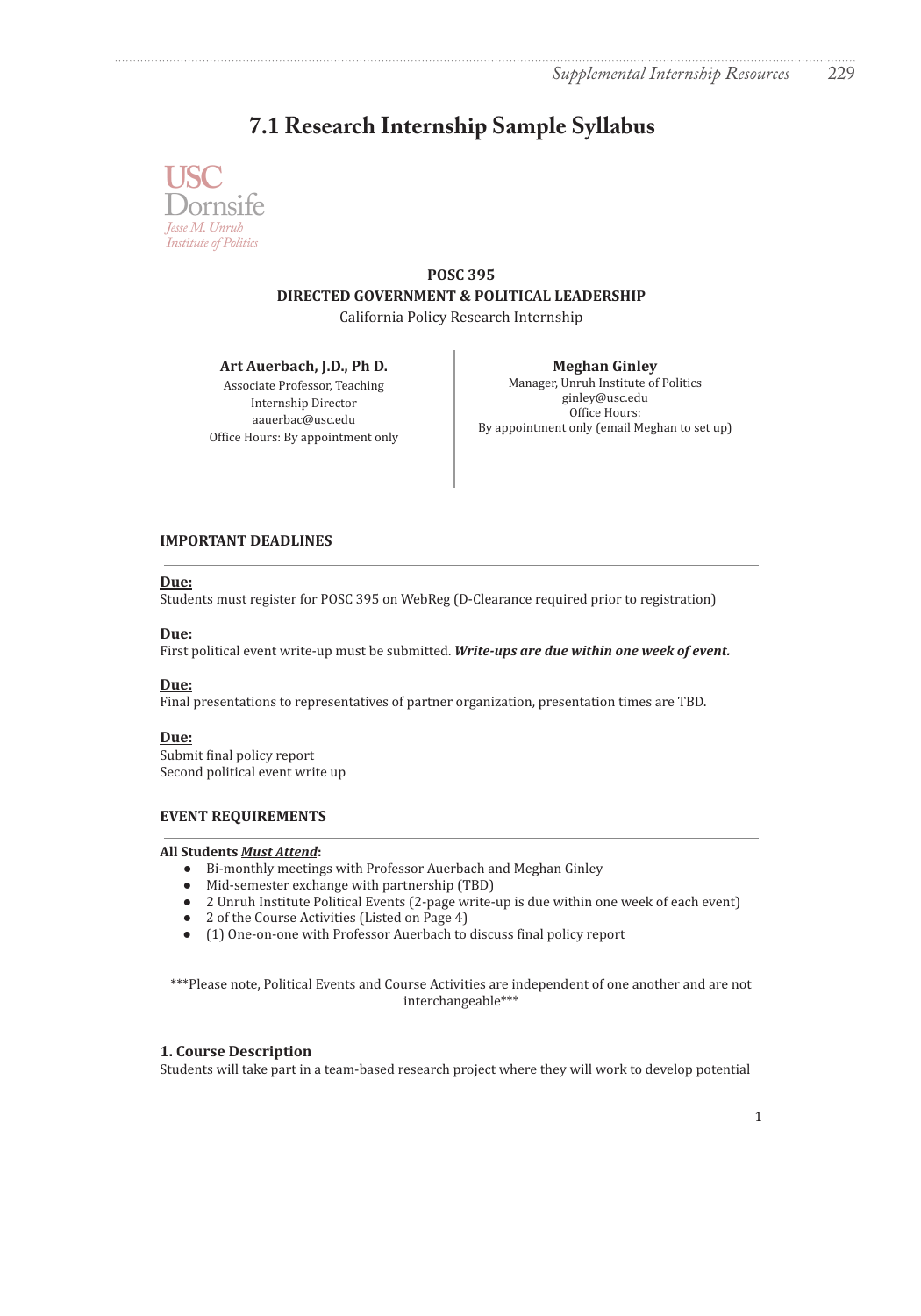# 7.1 Research Internship Sample Syllabus

USC Dornsife
*Jesse M. Unruh Institute of Politics*

**POSC 395**
**DIRECTED GOVERNMENT & POLITICAL LEADERSHIP**
California Policy Research Internship

**Art Auerbach, J.D., Ph D.**
Associate Professor, Teaching
Internship Director
aauerbac@usc.edu
Office Hours: By appointment only

**Meghan Ginley**
Manager, Unruh Institute of Politics
ginley@usc.edu
Office Hours:
By appointment only (email Meghan to set up)

**IMPORTANT DEADLINES**

**Due:**
Students must register for POSC 395 on WebReg (D-Clearance required prior to registration)

**Due:**
First political event write-up must be submitted. ***Write-ups are due within one week of event.***

**Due:**
Final presentations to representatives of partner organization, presentation times are TBD.

**Due:**
Submit final policy report
Second political event write up

**EVENT REQUIREMENTS**

**All Students *Must Attend*:**

- Bi-monthly meetings with Professor Auerbach and Meghan Ginley
- Mid-semester exchange with partnership (TBD)
- 2 Unruh Institute Political Events (2-page write-up is due within one week of each event)
- 2 of the Course Activities (Listed on Page 4)
- (1) One-on-one with Professor Auerbach to discuss final policy report

***Please note, Political Events and Course Activities are independent of one another and are not interchangeable***

**1. Course Description**
Students will take part in a team-based research project where they will work to develop potential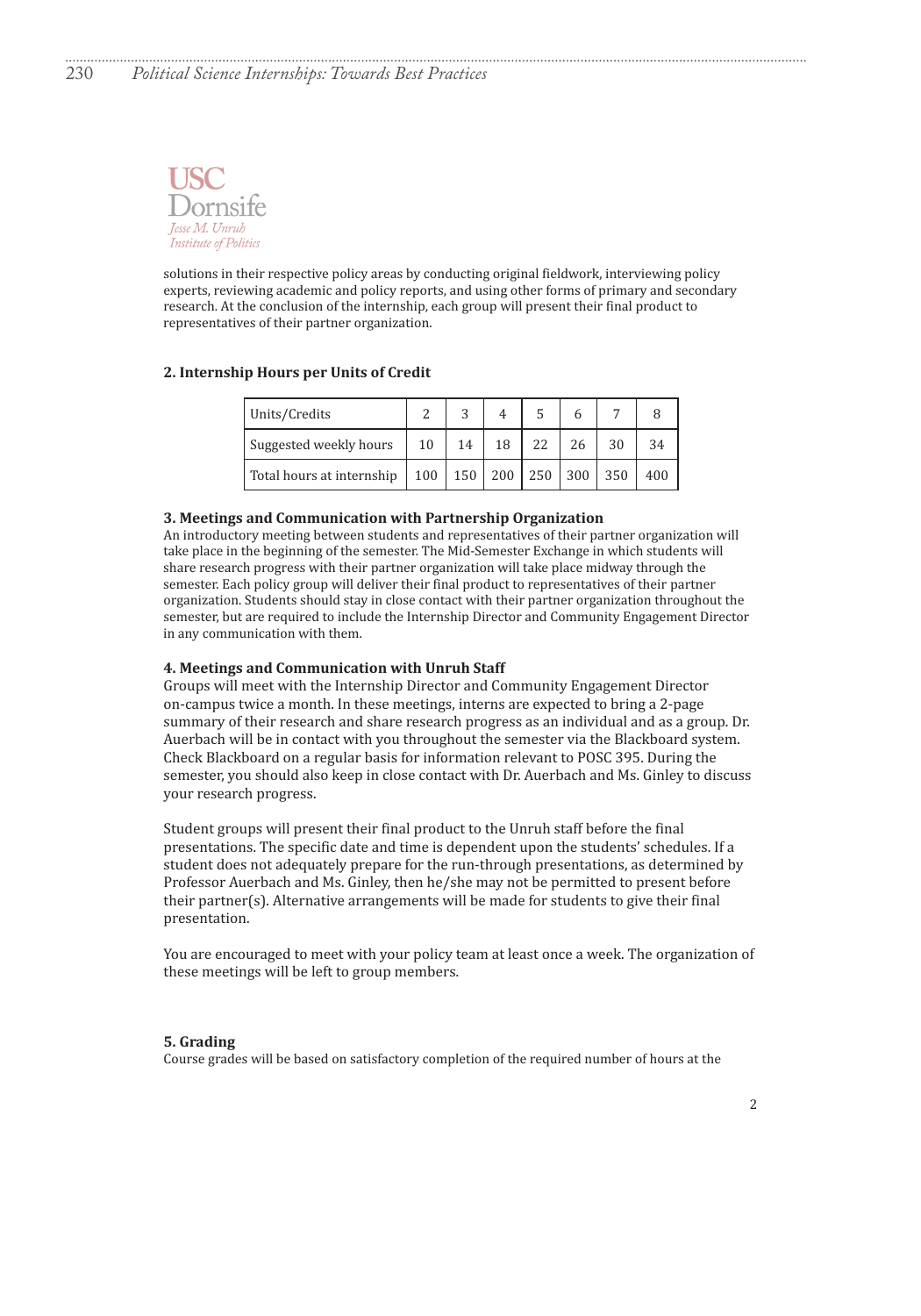solutions in their respective policy areas by conducting original fieldwork, interviewing policy experts, reviewing academic and policy reports, and using other forms of primary and secondary research. At the conclusion of the internship, each group will present their final product to representatives of their partner organization.

**2. Internship Hours per Units of Credit**

| Units/Credits | 2 | 3 | 4 | 5 | 6 | 7 | 8 |
|---|---|---|---|---|---|---|---|
| Suggested weekly hours | 10 | 14 | 18 | 22 | 26 | 30 | 34 |
| Total hours at internship | 100 | 150 | 200 | 250 | 300 | 350 | 400 |

**3. Meetings and Communication with Partnership Organization**

An introductory meeting between students and representatives of their partner organization will take place in the beginning of the semester. The Mid-Semester Exchange in which students will share research progress with their partner organization will take place midway through the semester. Each policy group will deliver their final product to representatives of their partner organization. Students should stay in close contact with their partner organization throughout the semester, but are required to include the Internship Director and Community Engagement Director in any communication with them.

**4. Meetings and Communication with Unruh Staff**

Groups will meet with the Internship Director and Community Engagement Director on-campus twice a month. In these meetings, interns are expected to bring a 2-page summary of their research and share research progress as an individual and as a group. Dr. Auerbach will be in contact with you throughout the semester via the Blackboard system. Check Blackboard on a regular basis for information relevant to POSC 395. During the semester, you should also keep in close contact with Dr. Auerbach and Ms. Ginley to discuss your research progress.

Student groups will present their final product to the Unruh staff before the final presentations. The specific date and time is dependent upon the students' schedules. If a student does not adequately prepare for the run-through presentations, as determined by Professor Auerbach and Ms. Ginley, then he/she may not be permitted to present before their partner(s). Alternative arrangements will be made for students to give their final presentation.

You are encouraged to meet with your policy team at least once a week. The organization of these meetings will be left to group members.

**5. Grading**

Course grades will be based on satisfactory completion of the required number of hours at the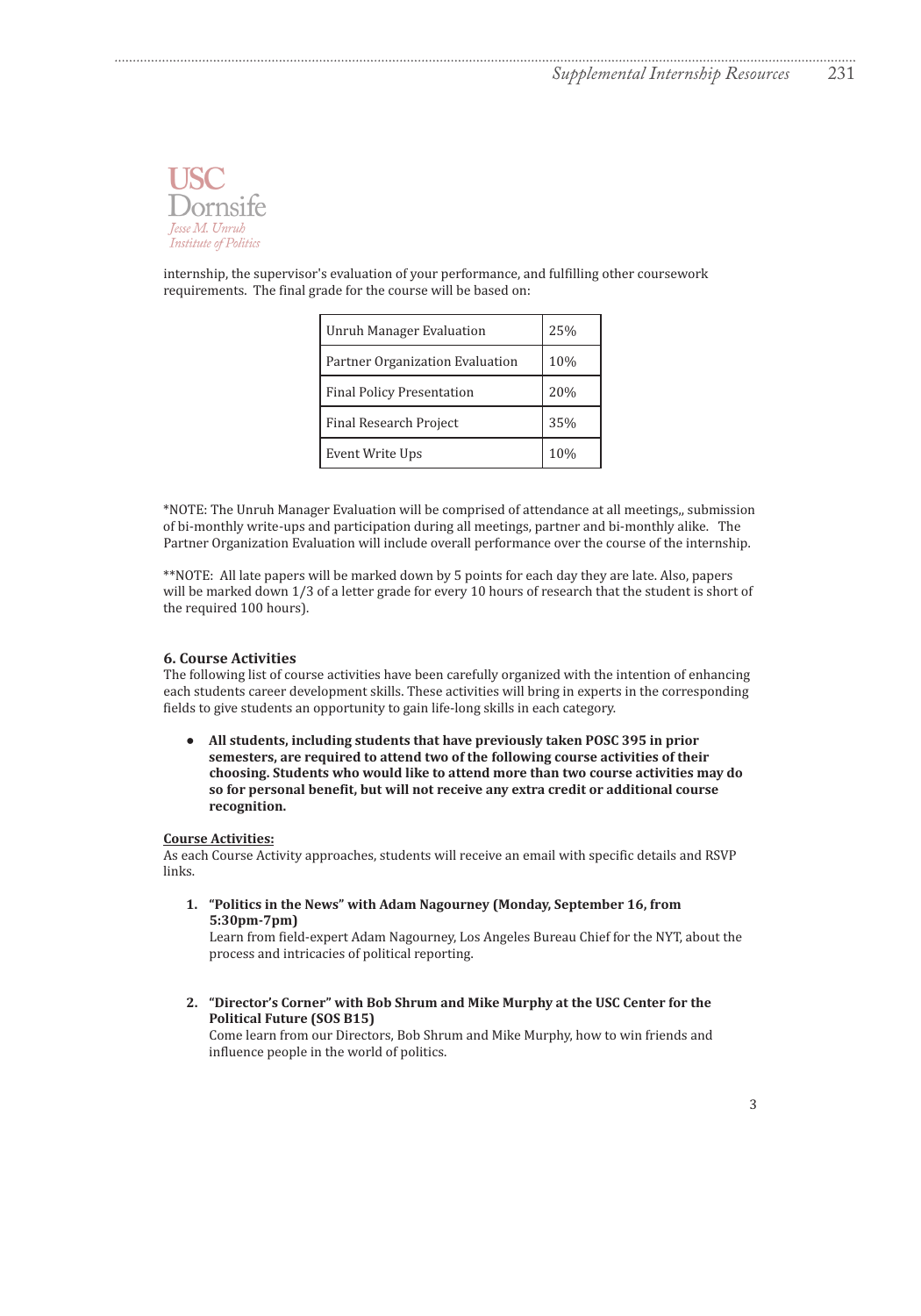internship, the supervisor's evaluation of your performance, and fulfilling other coursework requirements. The final grade for the course will be based on:

| Component | Weight |
|---|---|
| Unruh Manager Evaluation | 25% |
| Partner Organization Evaluation | 10% |
| Final Policy Presentation | 20% |
| Final Research Project | 35% |
| Event Write Ups | 10% |

*NOTE: The Unruh Manager Evaluation will be comprised of attendance at all meetings,, submission of bi-monthly write-ups and participation during all meetings, partner and bi-monthly alike. The Partner Organization Evaluation will include overall performance over the course of the internship.

**NOTE: All late papers will be marked down by 5 points for each day they are late. Also, papers will be marked down 1/3 of a letter grade for every 10 hours of research that the student is short of the required 100 hours).

### 6. Course Activities

The following list of course activities have been carefully organized with the intention of enhancing each students career development skills. These activities will bring in experts in the corresponding fields to give students an opportunity to gain life-long skills in each category.

- **All students, including students that have previously taken POSC 395 in prior semesters, are required to attend two of the following course activities of their choosing. Students who would like to attend more than two course activities may do so for personal benefit, but will not receive any extra credit or additional course recognition.**

**<u>Course Activities:</u>**

As each Course Activity approaches, students will receive an email with specific details and RSVP links.

1. **"Politics in the News" with Adam Nagourney (Monday, September 16, from 5:30pm-7pm)**
   Learn from field-expert Adam Nagourney, Los Angeles Bureau Chief for the NYT, about the process and intricacies of political reporting.

2. **"Director's Corner" with Bob Shrum and Mike Murphy at the USC Center for the Political Future (SOS B15)**
   Come learn from our Directors, Bob Shrum and Mike Murphy, how to win friends and influence people in the world of politics.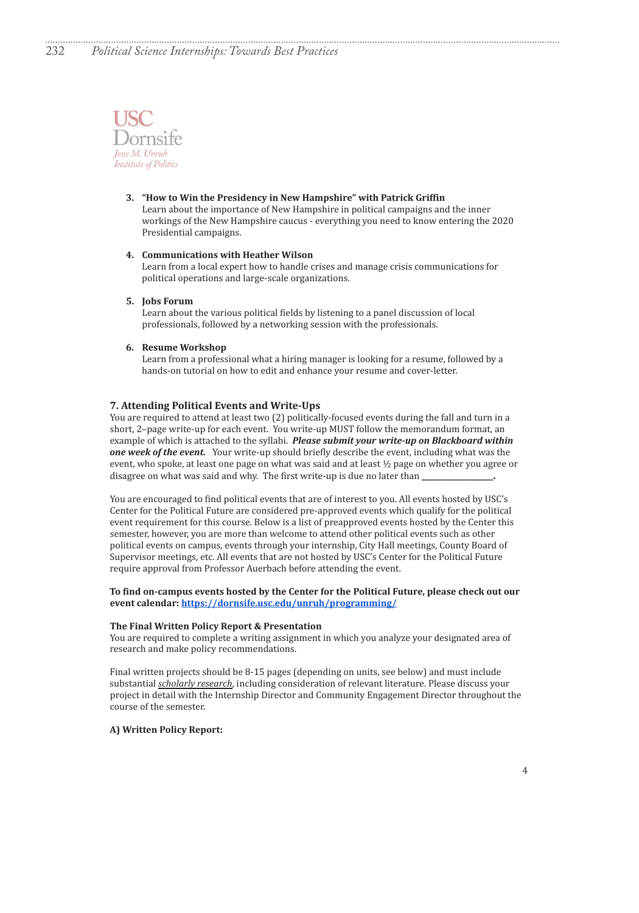3. **"How to Win the Presidency in New Hampshire" with Patrick Griffin**
   Learn about the importance of New Hampshire in political campaigns and the inner workings of the New Hampshire caucus - everything you need to know entering the 2020 Presidential campaigns.

4. **Communications with Heather Wilson**
   Learn from a local expert how to handle crises and manage crisis communications for political operations and large-scale organizations.

5. **Jobs Forum**
   Learn about the various political fields by listening to a panel discussion of local professionals, followed by a networking session with the professionals.

6. **Resume Workshop**
   Learn from a professional what a hiring manager is looking for a resume, followed by a hands-on tutorial on how to edit and enhance your resume and cover-letter.

### 7. Attending Political Events and Write-Ups

You are required to attend at least two (2) politically-focused events during the fall and turn in a short, 2–page write-up for each event. You write-up MUST follow the memorandum format, an example of which is attached to the syllabi. ***Please submit your write-up on Blackboard within one week of the event.*** Your write-up should briefly describe the event, including what was the event, who spoke, at least one page on what was said and at least ½ page on whether you agree or disagree on what was said and why. The first write-up is due no later than **________________.**

You are encouraged to find political events that are of interest to you. All events hosted by USC's Center for the Political Future are considered pre-approved events which qualify for the political event requirement for this course. Below is a list of preapproved events hosted by the Center this semester, however, you are more than welcome to attend other political events on campus, events through your internship, City Hall meetings, County Board of Supervisor meetings, etc. All events that are not hosted by USC's Center for the Political Future require approval from Professor Auerbach before attending the event.

**To find on-campus events hosted by the Center for the Political Future, please check out our event calendar: [https://dornsife.usc.edu/unruh/programming/](https://dornsife.usc.edu/unruh/programming/)**

**The Final Written Policy Report & Presentation**

You are required to complete a writing assignment in which you analyze your designated area of research and make policy recommendations.

Final written projects should be 8-15 pages (depending on units, see below) and must include substantial *scholarly research*, including consideration of relevant literature. Please discuss your project in detail with the Internship Director and Community Engagement Director throughout the course of the semester.

**A) Written Policy Report:**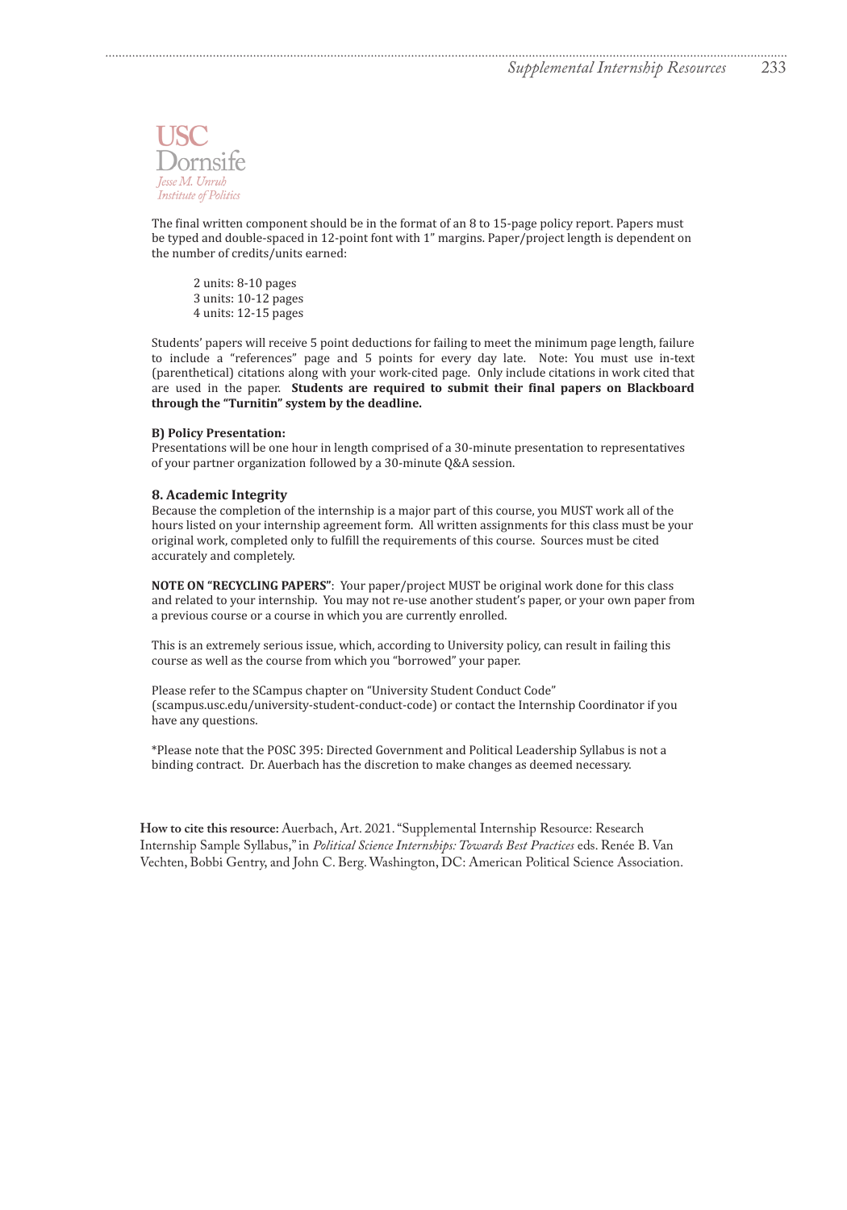USC Dornsife
*Jesse M. Unruh Institute of Politics*

The final written component should be in the format of an 8 to 15-page policy report. Papers must be typed and double-spaced in 12-point font with 1" margins. Paper/project length is dependent on the number of credits/units earned:

2 units: 8-10 pages
3 units: 10-12 pages
4 units: 12-15 pages

Students' papers will receive 5 point deductions for failing to meet the minimum page length, failure to include a "references" page and 5 points for every day late. Note: You must use in-text (parenthetical) citations along with your work-cited page. Only include citations in work cited that are used in the paper. **Students are required to submit their final papers on Blackboard through the "Turnitin" system by the deadline.**

**B) Policy Presentation:**
Presentations will be one hour in length comprised of a 30-minute presentation to representatives of your partner organization followed by a 30-minute Q&A session.

### 8. Academic Integrity

Because the completion of the internship is a major part of this course, you MUST work all of the hours listed on your internship agreement form. All written assignments for this class must be your original work, completed only to fulfill the requirements of this course. Sources must be cited accurately and completely.

**NOTE ON "RECYCLING PAPERS"**: Your paper/project MUST be original work done for this class and related to your internship. You may not re-use another student's paper, or your own paper from a previous course or a course in which you are currently enrolled.

This is an extremely serious issue, which, according to University policy, can result in failing this course as well as the course from which you "borrowed" your paper.

Please refer to the SCampus chapter on "University Student Conduct Code" (scampus.usc.edu/university-student-conduct-code) or contact the Internship Coordinator if you have any questions.

*Please note that the POSC 395: Directed Government and Political Leadership Syllabus is not a binding contract. Dr. Auerbach has the discretion to make changes as deemed necessary.

**How to cite this resource:** Auerbach, Art. 2021. "Supplemental Internship Resource: Research Internship Sample Syllabus," in *Political Science Internships: Towards Best Practices* eds. Renée B. Van Vechten, Bobbi Gentry, and John C. Berg. Washington, DC: American Political Science Association.